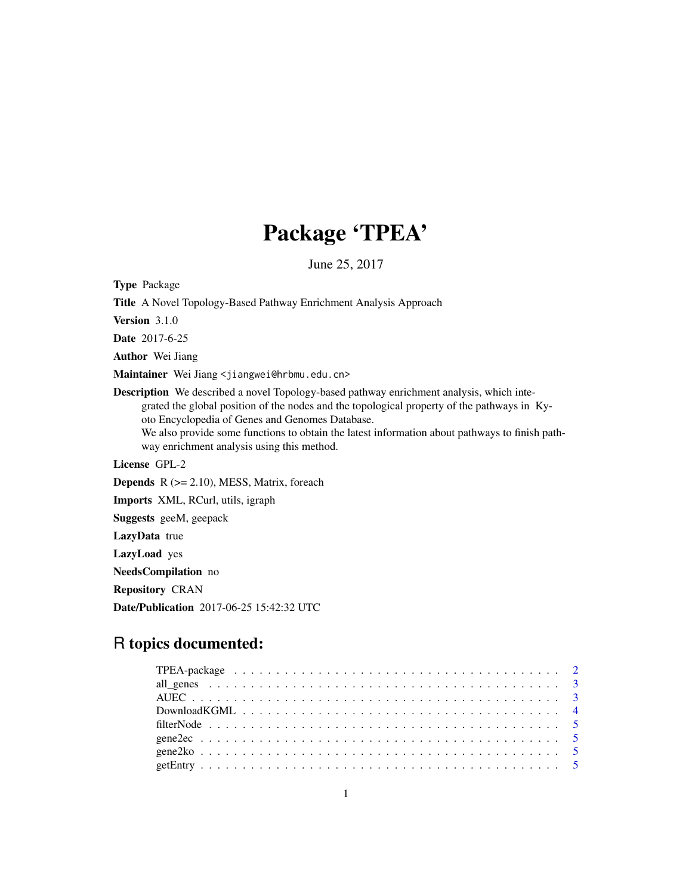# Package 'TPEA'

June 25, 2017

**Type** Package

**Title** A Novel Topology-Based Pathway Enrichment Analysis Approach

**Version** 3.1.0

**Date** 2017-6-25

**Author** Wei Jiang

**Maintainer** Wei Jiang <jiangwei@hrbmu.edu.cn>

**Description** We described a novel Topology-based pathway enrichment analysis, which integrated the global position of the nodes and the topological property of the pathways in Kyoto Encyclopedia of Genes and Genomes Database.
We also provide some functions to obtain the latest information about pathways to finish pathway enrichment analysis using this method.

**License** GPL-2

**Depends** R (>= 2.10), MESS, Matrix, foreach

**Imports** XML, RCurl, utils, igraph

**Suggests** geeM, geepack

**LazyData** true

**LazyLoad** yes

**NeedsCompilation** no

**Repository** CRAN

**Date/Publication** 2017-06-25 15:42:32 UTC

## R topics documented:

| | |
|---|---|
| TPEA-package | 2 |
| all_genes | 3 |
| AUEC | 3 |
| DownloadKGML | 4 |
| filterNode | 5 |
| gene2ec | 5 |
| gene2ko | 5 |
| getEntry | 5 |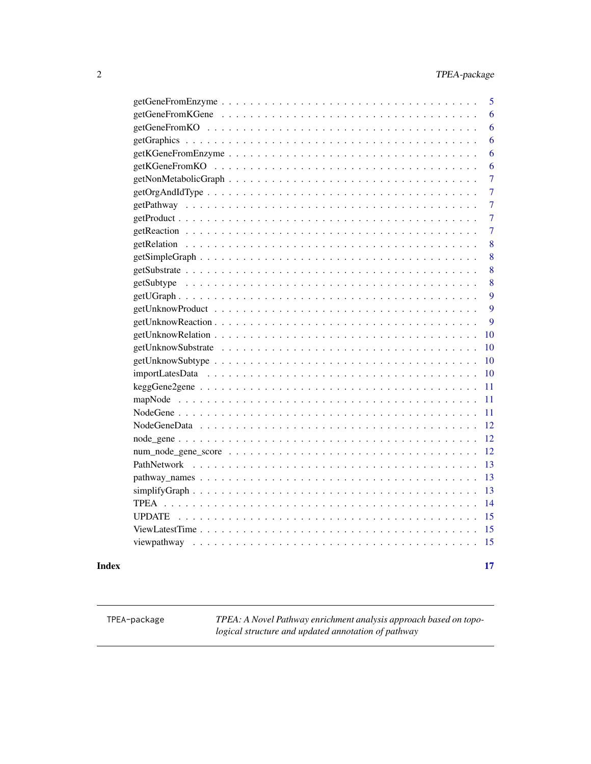getGeneFromEnzyme . . . . . . . . . . . . . . . . . . . . . . . . . . . . . . . 5
getGeneFromKGene . . . . . . . . . . . . . . . . . . . . . . . . . . . . . . . 6
getGeneFromKO . . . . . . . . . . . . . . . . . . . . . . . . . . . . . . . 6
getGraphics . . . . . . . . . . . . . . . . . . . . . . . . . . . . . . . 6
getKGeneFromEnzyme . . . . . . . . . . . . . . . . . . . . . . . . . . . . . . . 6
getKGeneFromKO . . . . . . . . . . . . . . . . . . . . . . . . . . . . . . . 6
getNonMetabolicGraph . . . . . . . . . . . . . . . . . . . . . . . . . . . . . . . 7
getOrgAndIdType . . . . . . . . . . . . . . . . . . . . . . . . . . . . . . . 7
getPathway . . . . . . . . . . . . . . . . . . . . . . . . . . . . . . . 7
getProduct . . . . . . . . . . . . . . . . . . . . . . . . . . . . . . . 7
getReaction . . . . . . . . . . . . . . . . . . . . . . . . . . . . . . . 7
getRelation . . . . . . . . . . . . . . . . . . . . . . . . . . . . . . . 8
getSimpleGraph . . . . . . . . . . . . . . . . . . . . . . . . . . . . . . . 8
getSubstrate . . . . . . . . . . . . . . . . . . . . . . . . . . . . . . . 8
getSubtype . . . . . . . . . . . . . . . . . . . . . . . . . . . . . . . 8
getUGraph . . . . . . . . . . . . . . . . . . . . . . . . . . . . . . . 9
getUnknowProduct . . . . . . . . . . . . . . . . . . . . . . . . . . . . . . . 9
getUnknowReaction . . . . . . . . . . . . . . . . . . . . . . . . . . . . . . . 9
getUnknowRelation . . . . . . . . . . . . . . . . . . . . . . . . . . . . . . . 10
getUnknowSubstrate . . . . . . . . . . . . . . . . . . . . . . . . . . . . . . . 10
getUnknowSubtype . . . . . . . . . . . . . . . . . . . . . . . . . . . . . . . 10
importLatesData . . . . . . . . . . . . . . . . . . . . . . . . . . . . . . . 10
keggGene2gene . . . . . . . . . . . . . . . . . . . . . . . . . . . . . . . 11
mapNode . . . . . . . . . . . . . . . . . . . . . . . . . . . . . . . 11
NodeGene . . . . . . . . . . . . . . . . . . . . . . . . . . . . . . . 11
NodeGeneData . . . . . . . . . . . . . . . . . . . . . . . . . . . . . . . 12
node_gene . . . . . . . . . . . . . . . . . . . . . . . . . . . . . . . 12
num_node_gene_score . . . . . . . . . . . . . . . . . . . . . . . . . . . . . . . 12
PathNetwork . . . . . . . . . . . . . . . . . . . . . . . . . . . . . . . 13
pathway_names . . . . . . . . . . . . . . . . . . . . . . . . . . . . . . . 13
simplifyGraph . . . . . . . . . . . . . . . . . . . . . . . . . . . . . . . 13
TPEA . . . . . . . . . . . . . . . . . . . . . . . . . . . . . . . 14
UPDATE . . . . . . . . . . . . . . . . . . . . . . . . . . . . . . . 15
ViewLatestTime . . . . . . . . . . . . . . . . . . . . . . . . . . . . . . . 15
viewpathway . . . . . . . . . . . . . . . . . . . . . . . . . . . . . . . 15

**Index** **17**

---

`TPEA-package` *TPEA: A Novel Pathway enrichment analysis approach based on topological structure and updated annotation of pathway*

---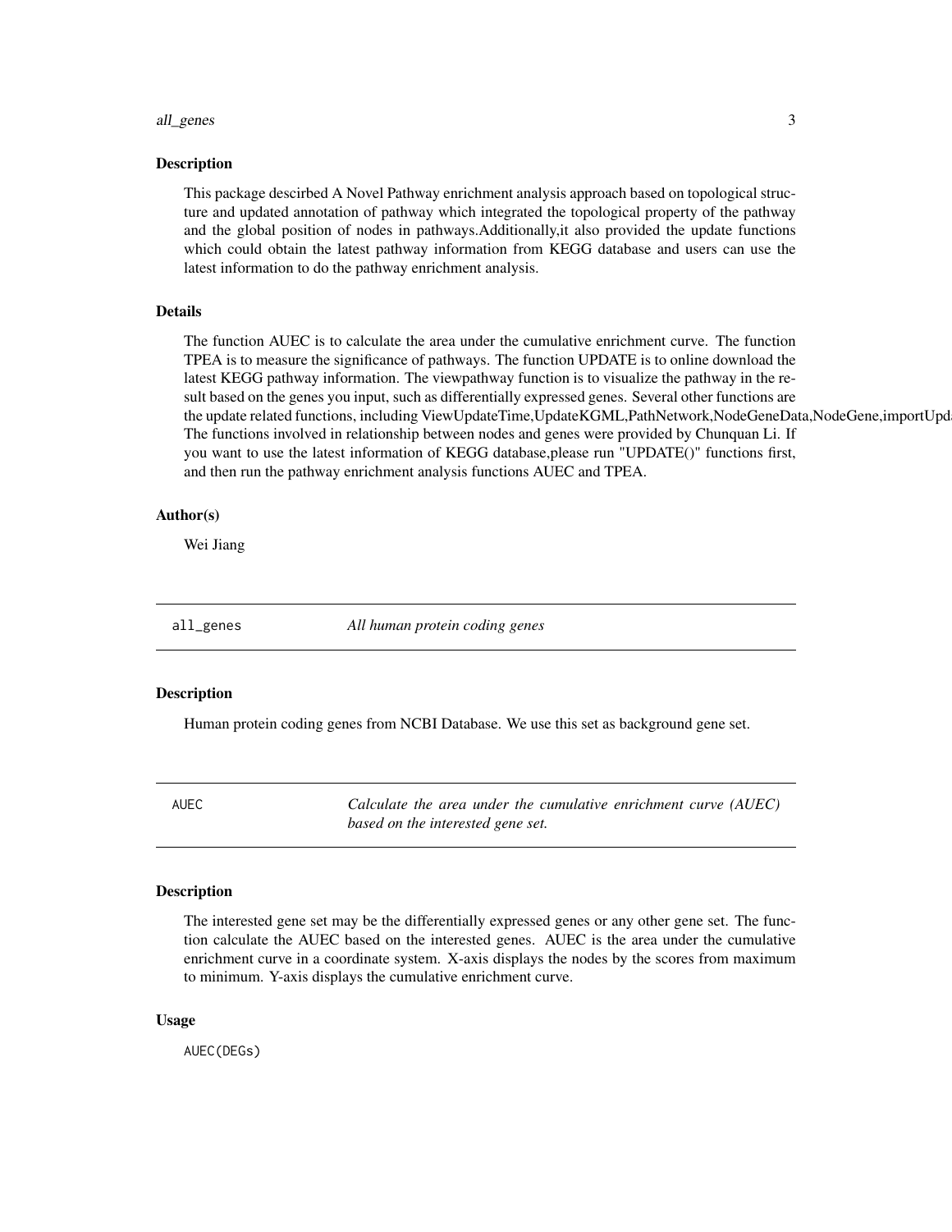## Description

This package descirbed A Novel Pathway enrichment analysis approach based on topological structure and updated annotation of pathway which integrated the topological property of the pathway and the global position of nodes in pathways.Additionally,it also provided the update functions which could obtain the latest pathway information from KEGG database and users can use the latest information to do the pathway enrichment analysis.

## Details

The function AUEC is to calculate the area under the cumulative enrichment curve. The function TPEA is to measure the significance of pathways. The function UPDATE is to online download the latest KEGG pathway information. The viewpathway function is to visualize the pathway in the result based on the genes you input, such as differentially expressed genes. Several other functions are the update related functions, including ViewUpdateTime,UpdateKGML,PathNetwork,NodeGeneData,NodeGene,importUpd
The functions involved in relationship between nodes and genes were provided by Chunquan Li. If you want to use the latest information of KEGG database,please run "UPDATE()" functions first, and then run the pathway enrichment analysis functions AUEC and TPEA.

## Author(s)

Wei Jiang

---

# all_genes — *All human protein coding genes*

## Description

Human protein coding genes from NCBI Database. We use this set as background gene set.

---

# AUEC — *Calculate the area under the cumulative enrichment curve (AUEC) based on the interested gene set.*

## Description

The interested gene set may be the differentially expressed genes or any other gene set. The function calculate the AUEC based on the interested genes. AUEC is the area under the cumulative enrichment curve in a coordinate system. X-axis displays the nodes by the scores from maximum to minimum. Y-axis displays the cumulative enrichment curve.

## Usage

```
AUEC(DEGs)
```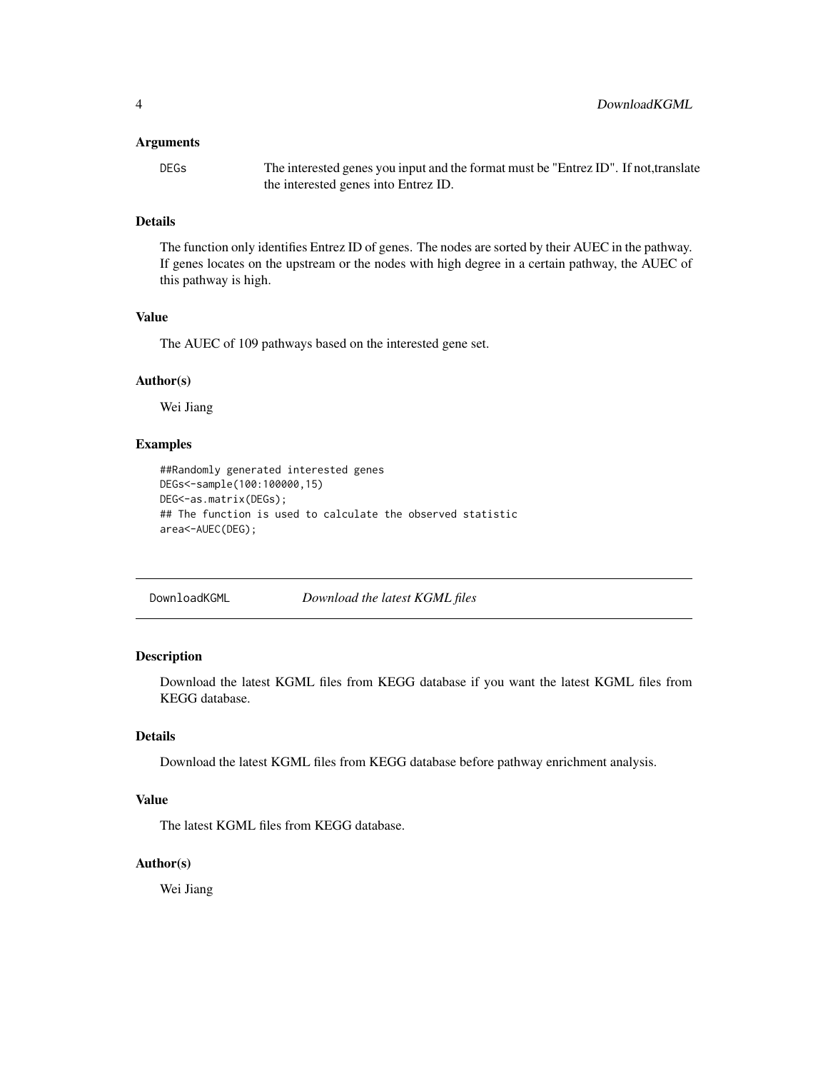### Arguments

DEGs The interested genes you input and the format must be "Entrez ID". If not,translate the interested genes into Entrez ID.

### Details

The function only identifies Entrez ID of genes. The nodes are sorted by their AUEC in the pathway. If genes locates on the upstream or the nodes with high degree in a certain pathway, the AUEC of this pathway is high.

### Value

The AUEC of 109 pathways based on the interested gene set.

### Author(s)

Wei Jiang

### Examples

```
##Randomly generated interested genes
DEGs<-sample(100:100000,15)
DEG<-as.matrix(DEGs);
## The function is used to calculate the observed statistic
area<-AUEC(DEG);
```

---

## DownloadKGML *Download the latest KGML files*

### Description

Download the latest KGML files from KEGG database if you want the latest KGML files from KEGG database.

### Details

Download the latest KGML files from KEGG database before pathway enrichment analysis.

### Value

The latest KGML files from KEGG database.

### Author(s)

Wei Jiang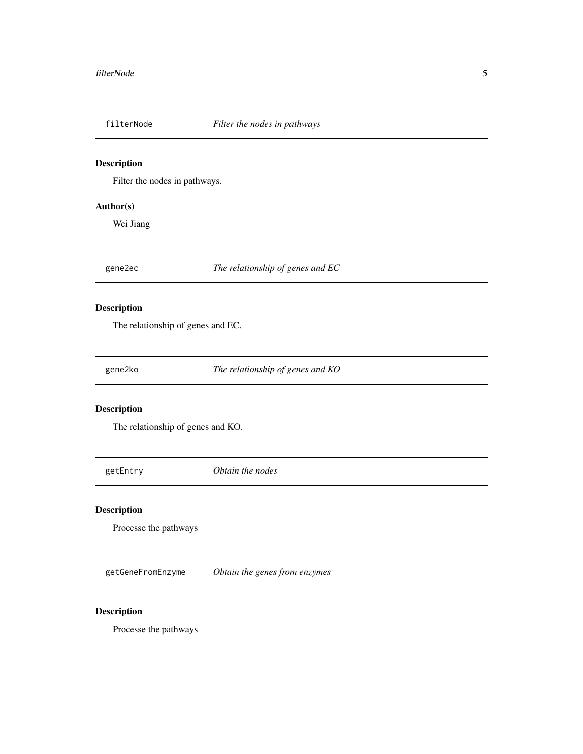## filterNode — *Filter the nodes in pathways*

### Description

Filter the nodes in pathways.

### Author(s)

Wei Jiang

## gene2ec — *The relationship of genes and EC*

### Description

The relationship of genes and EC.

## gene2ko — *The relationship of genes and KO*

### Description

The relationship of genes and KO.

## getEntry — *Obtain the nodes*

### Description

Processe the pathways

## getGeneFromEnzyme — *Obtain the genes from enzymes*

### Description

Processe the pathways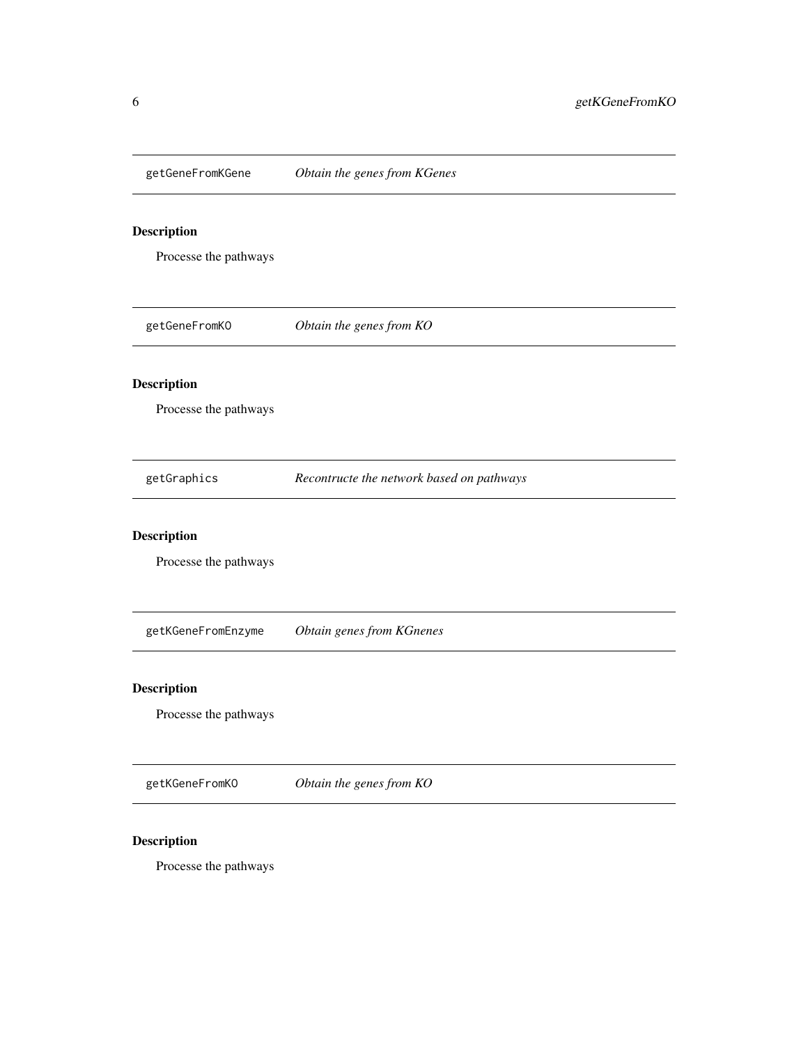## getGeneFromKGene *Obtain the genes from KGenes*

### Description

Processe the pathways

## getGeneFromKO *Obtain the genes from KO*

### Description

Processe the pathways

## getGraphics *Recontructe the network based on pathways*

### Description

Processe the pathways

## getKGeneFromEnzyme *Obtain genes from KGnenes*

### Description

Processe the pathways

## getKGeneFromKO *Obtain the genes from KO*

### Description

Processe the pathways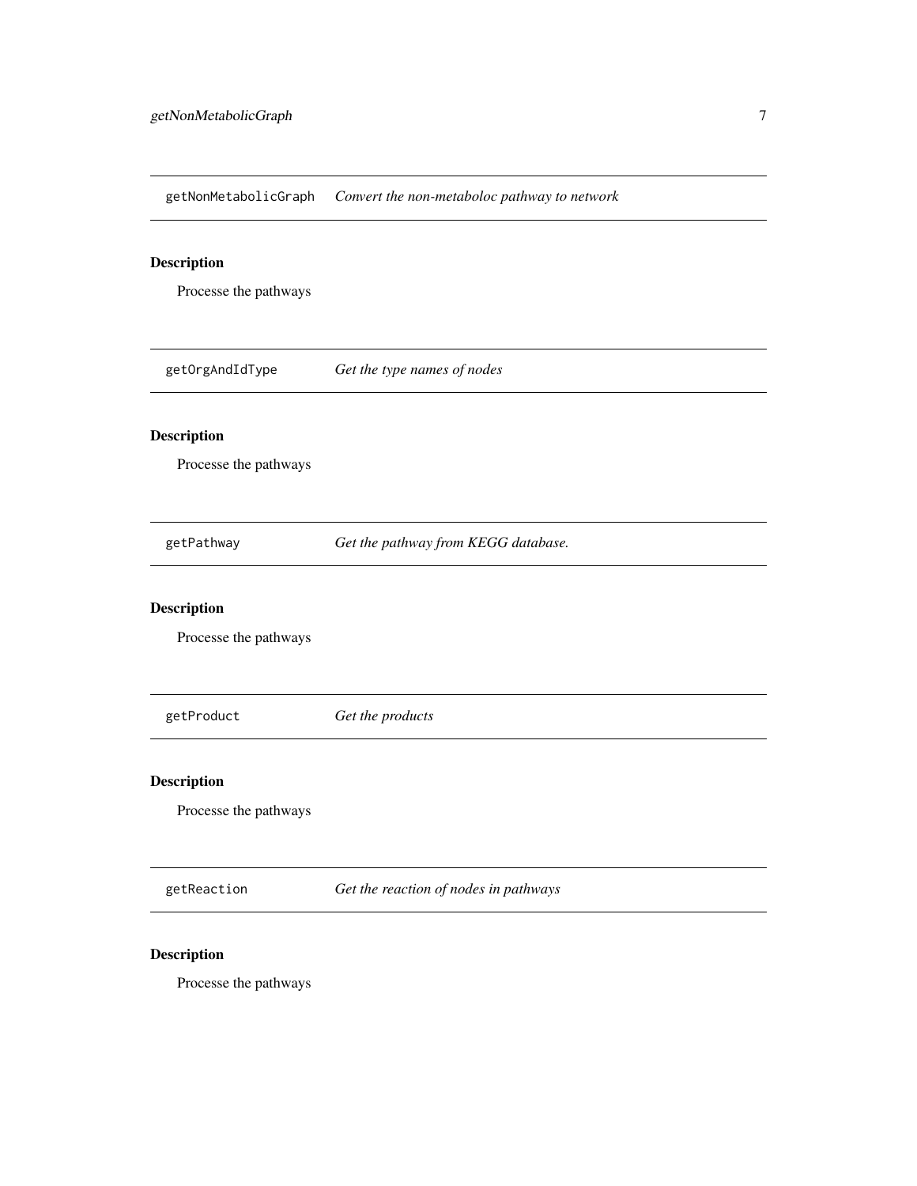## getNonMetabolicGraph *Convert the non-metaboloc pathway to network*

### Description

Processe the pathways

## getOrgAndIdType *Get the type names of nodes*

### Description

Processe the pathways

## getPathway *Get the pathway from KEGG database.*

### Description

Processe the pathways

## getProduct *Get the products*

### Description

Processe the pathways

## getReaction *Get the reaction of nodes in pathways*

### Description

Processe the pathways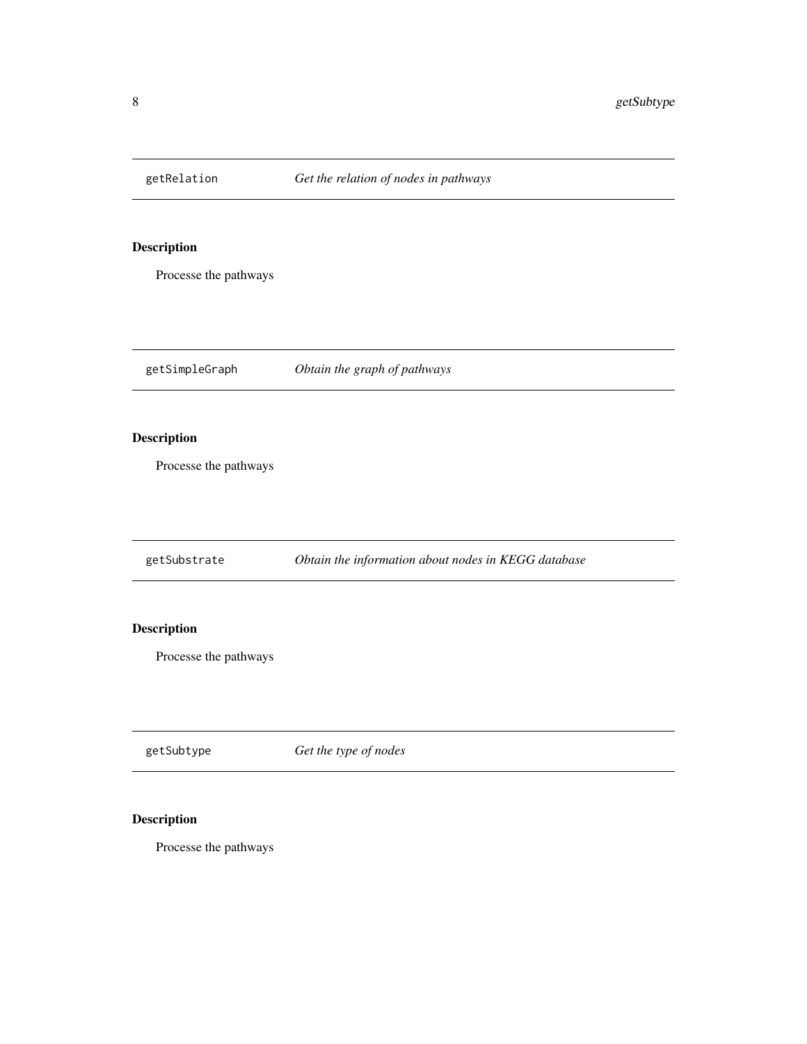## getRelation — *Get the relation of nodes in pathways*

### Description

Processe the pathways

## getSimpleGraph — *Obtain the graph of pathways*

### Description

Processe the pathways

## getSubstrate — *Obtain the information about nodes in KEGG database*

### Description

Processe the pathways

## getSubtype — *Get the type of nodes*

### Description

Processe the pathways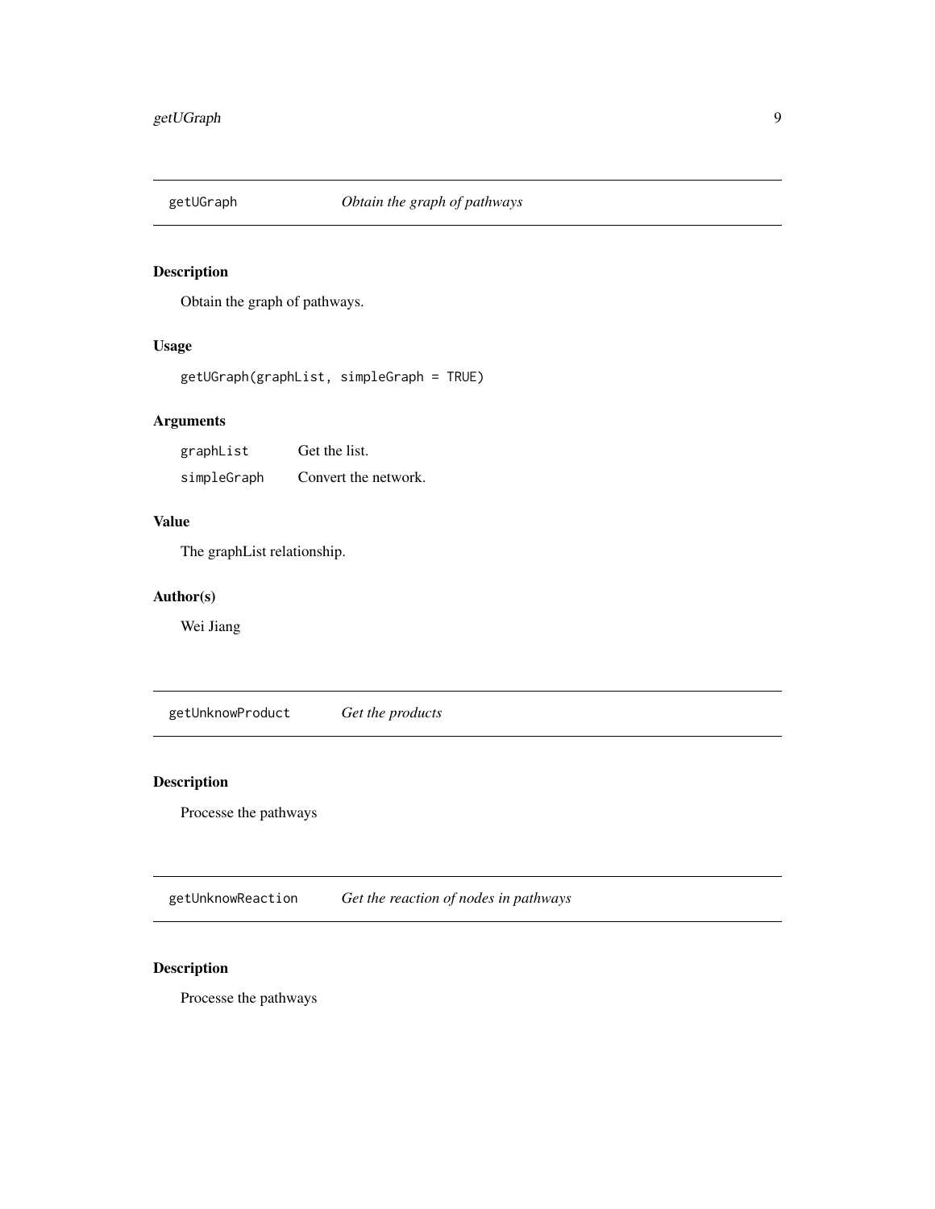## getUGraph — *Obtain the graph of pathways*

### Description

Obtain the graph of pathways.

### Usage

```
getUGraph(graphList, simpleGraph = TRUE)
```

### Arguments

| | |
|---|---|
| graphList | Get the list. |
| simpleGraph | Convert the network. |

### Value

The graphList relationship.

### Author(s)

Wei Jiang

## getUnknowProduct — *Get the products*

### Description

Processe the pathways

## getUnknowReaction — *Get the reaction of nodes in pathways*

### Description

Processe the pathways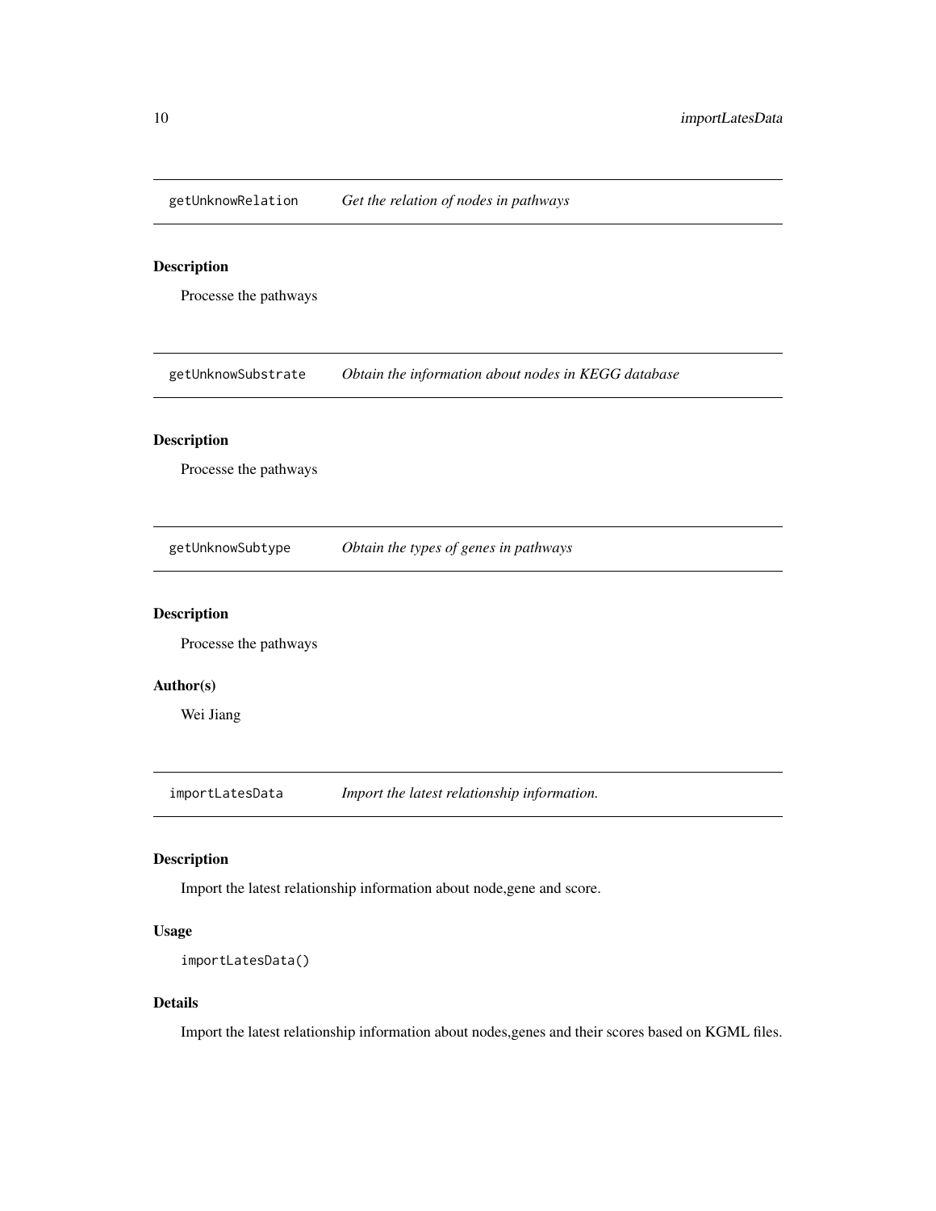## getUnknowRelation — *Get the relation of nodes in pathways*

### Description

Processe the pathways

## getUnknowSubstrate — *Obtain the information about nodes in KEGG database*

### Description

Processe the pathways

## getUnknowSubtype — *Obtain the types of genes in pathways*

### Description

Processe the pathways

### Author(s)

Wei Jiang

## importLatesData — *Import the latest relationship information.*

### Description

Import the latest relationship information about node,gene and score.

### Usage

```
importLatesData()
```

### Details

Import the latest relationship information about nodes,genes and their scores based on KGML files.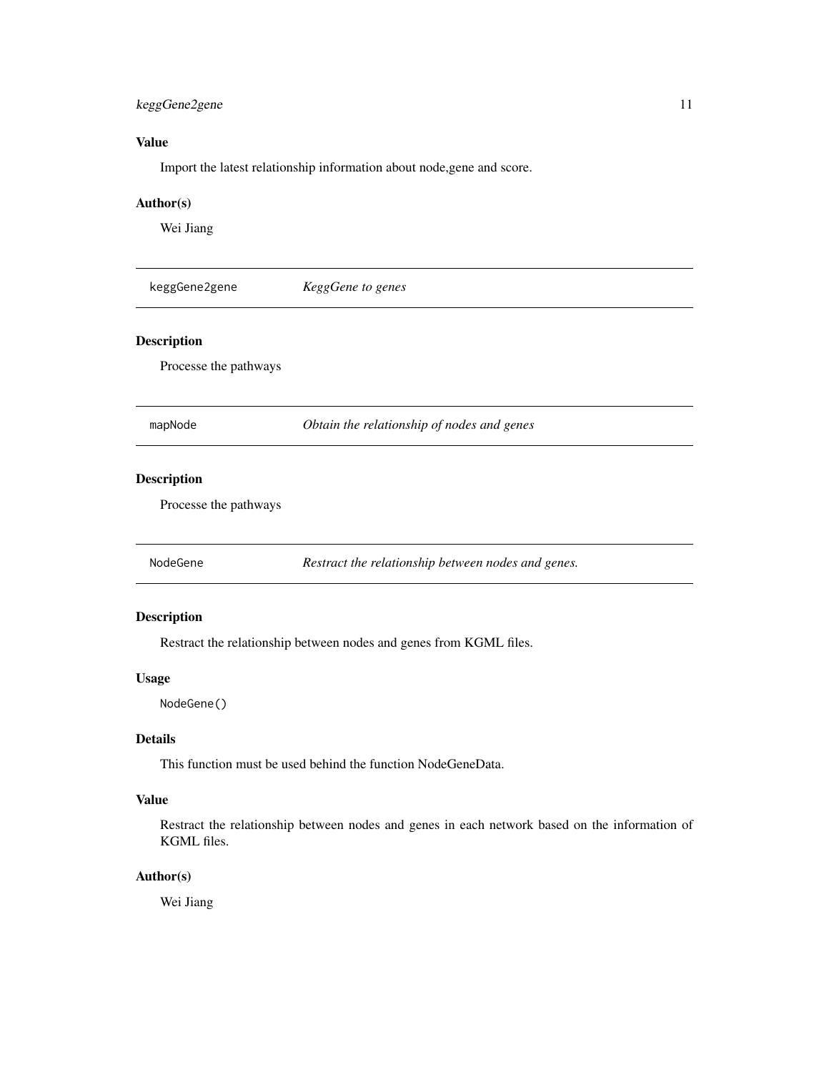### Value

Import the latest relationship information about node,gene and score.

### Author(s)

Wei Jiang

---

## keggGene2gene *KeggGene to genes*

### Description

Processe the pathways

---

## mapNode *Obtain the relationship of nodes and genes*

### Description

Processe the pathways

---

## NodeGene *Restract the relationship between nodes and genes.*

### Description

Restract the relationship between nodes and genes from KGML files.

### Usage

```
NodeGene()
```

### Details

This function must be used behind the function NodeGeneData.

### Value

Restract the relationship between nodes and genes in each network based on the information of KGML files.

### Author(s)

Wei Jiang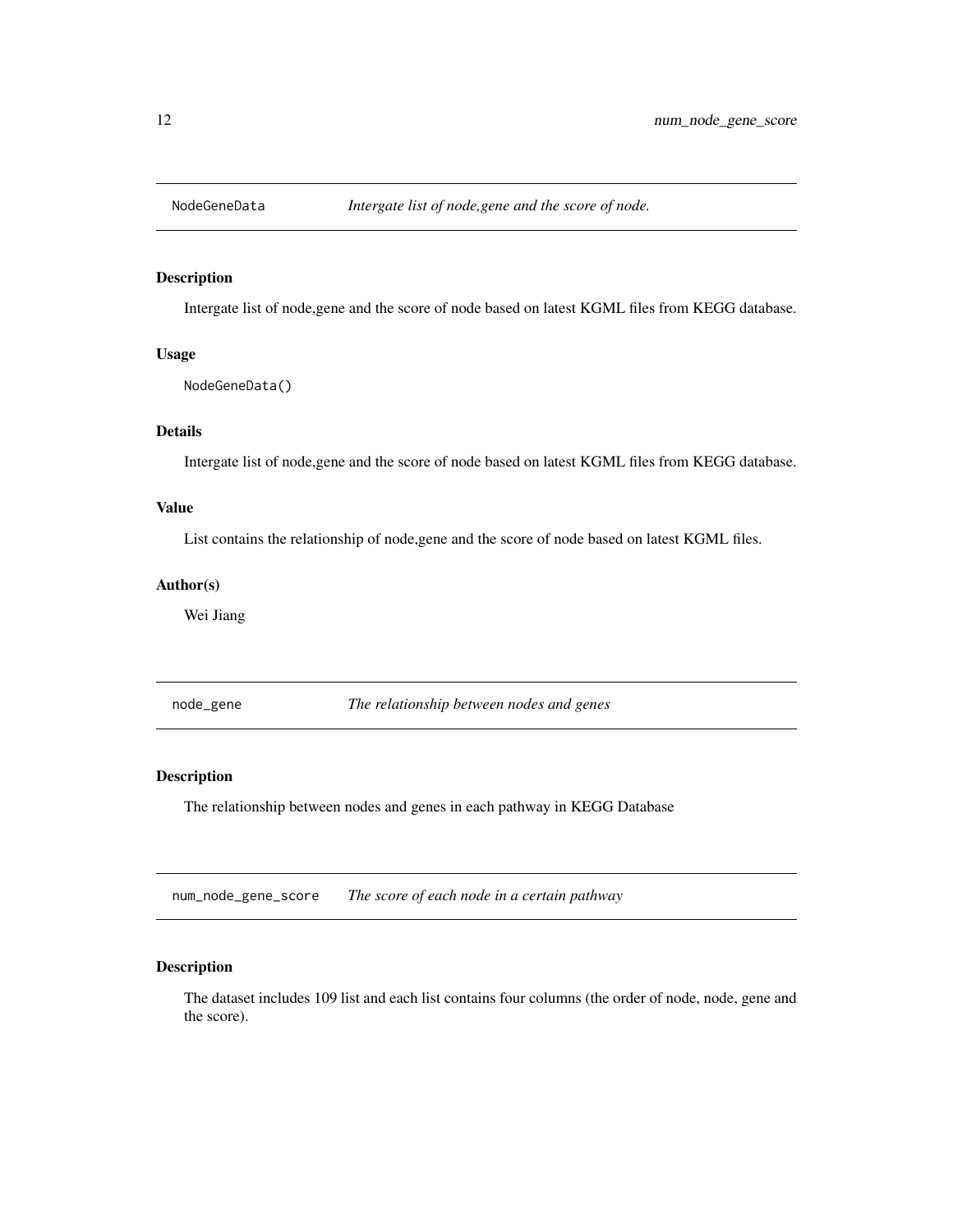## NodeGeneData *Intergate list of node,gene and the score of node.*

### Description

Intergate list of node,gene and the score of node based on latest KGML files from KEGG database.

### Usage

```
NodeGeneData()
```

### Details

Intergate list of node,gene and the score of node based on latest KGML files from KEGG database.

### Value

List contains the relationship of node,gene and the score of node based on latest KGML files.

### Author(s)

Wei Jiang

## node_gene *The relationship between nodes and genes*

### Description

The relationship between nodes and genes in each pathway in KEGG Database

## num_node_gene_score *The score of each node in a certain pathway*

### Description

The dataset includes 109 list and each list contains four columns (the order of node, node, gene and the score).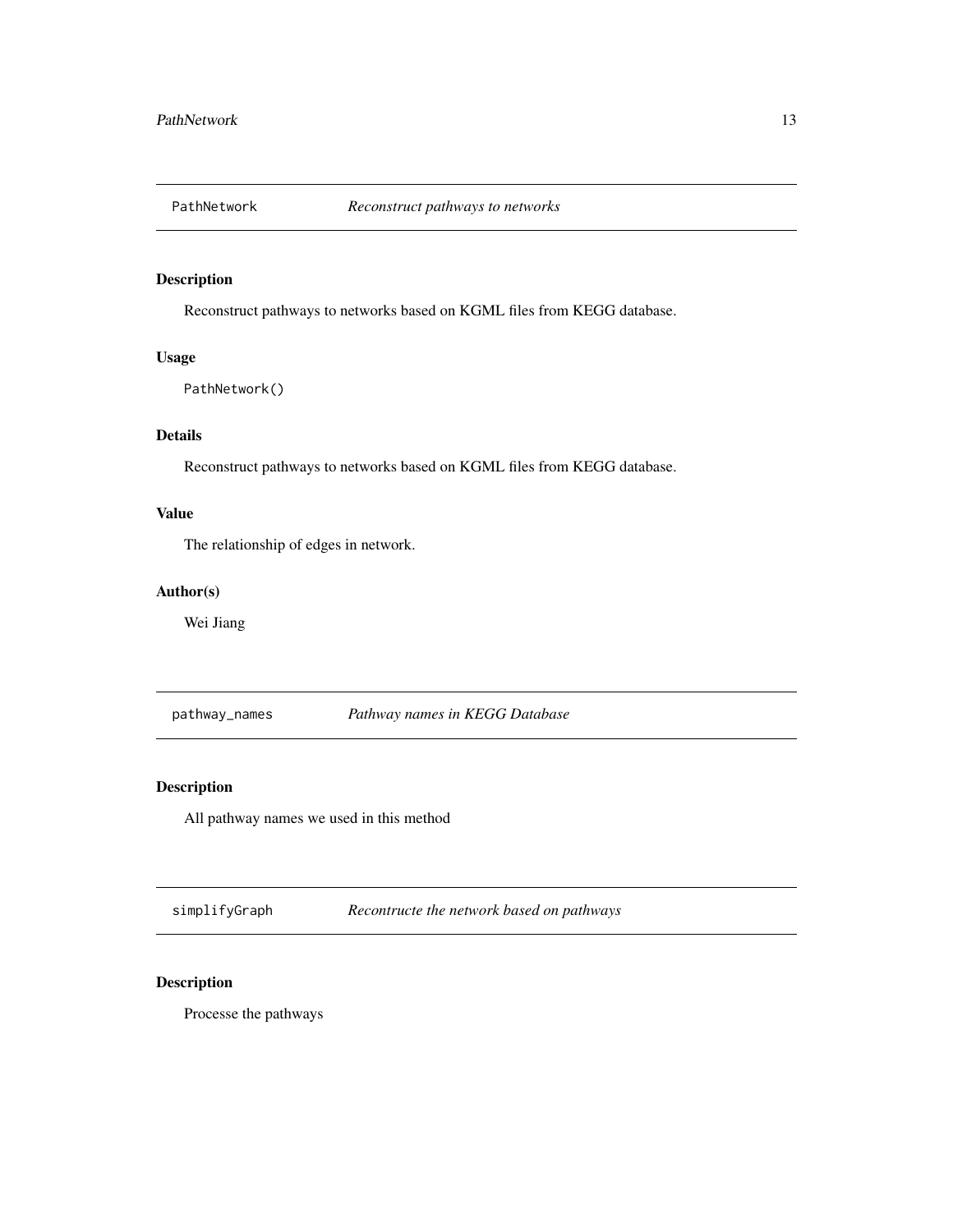## PathNetwork *Reconstruct pathways to networks*

### Description

Reconstruct pathways to networks based on KGML files from KEGG database.

### Usage

```
PathNetwork()
```

### Details

Reconstruct pathways to networks based on KGML files from KEGG database.

### Value

The relationship of edges in network.

### Author(s)

Wei Jiang

## pathway_names *Pathway names in KEGG Database*

### Description

All pathway names we used in this method

## simplifyGraph *Recontructe the network based on pathways*

### Description

Processe the pathways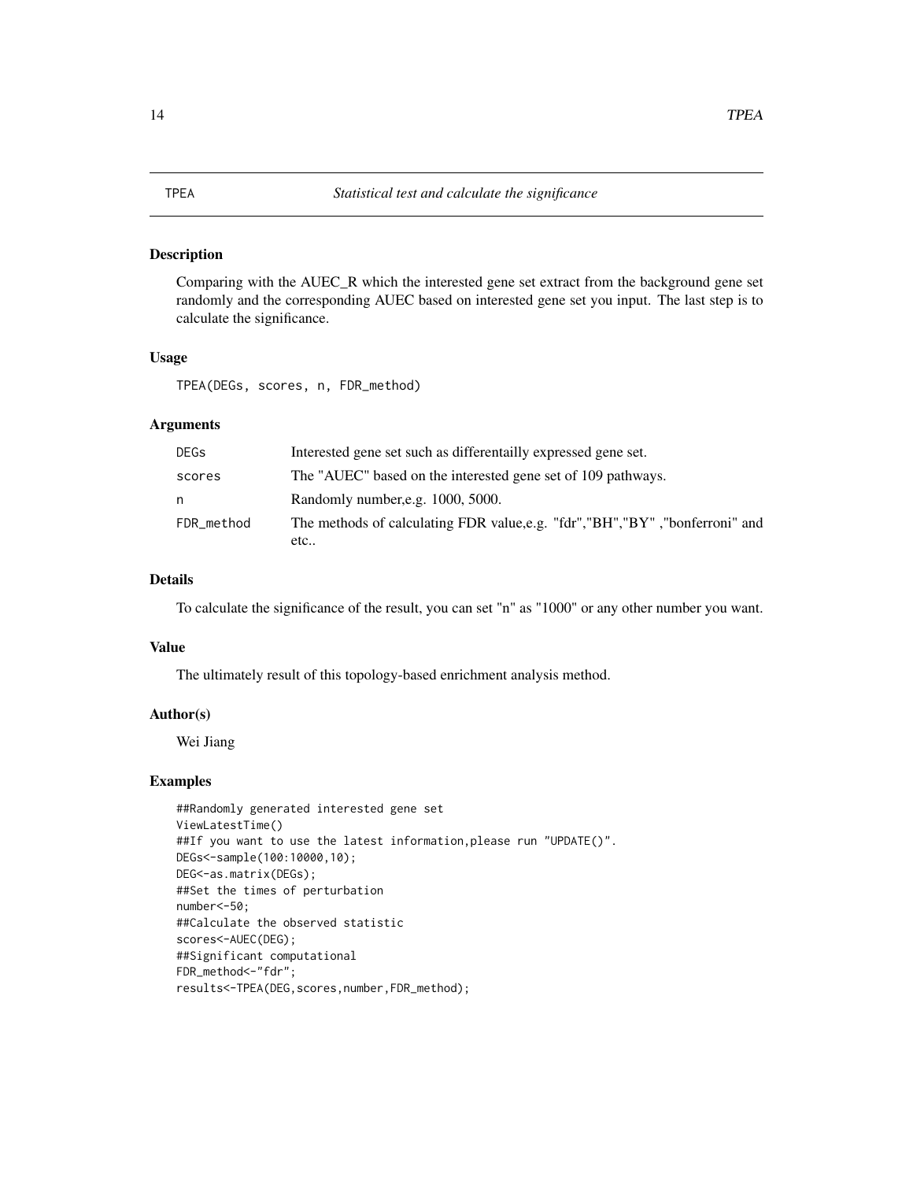TPEA *Statistical test and calculate the significance*

## Description

Comparing with the AUEC_R which the interested gene set extract from the background gene set randomly and the corresponding AUEC based on interested gene set you input. The last step is to calculate the significance.

## Usage

```
TPEA(DEGs, scores, n, FDR_method)
```

## Arguments

| | |
|---|---|
| `DEGs` | Interested gene set such as differentailly expressed gene set. |
| `scores` | The "AUEC" based on the interested gene set of 109 pathways. |
| `n` | Randomly number,e.g. 1000, 5000. |
| `FDR_method` | The methods of calculating FDR value,e.g. "fdr","BH","BY" ,"bonferroni" and etc.. |

## Details

To calculate the significance of the result, you can set "n" as "1000" or any other number you want.

## Value

The ultimately result of this topology-based enrichment analysis method.

## Author(s)

Wei Jiang

## Examples

```
##Randomly generated interested gene set
ViewLatestTime()
##If you want to use the latest information,please run "UPDATE()".
DEGs<-sample(100:10000,10);
DEG<-as.matrix(DEGs);
##Set the times of perturbation
number<-50;
##Calculate the observed statistic
scores<-AUEC(DEG);
##Significant computational
FDR_method<-"fdr";
results<-TPEA(DEG,scores,number,FDR_method);
```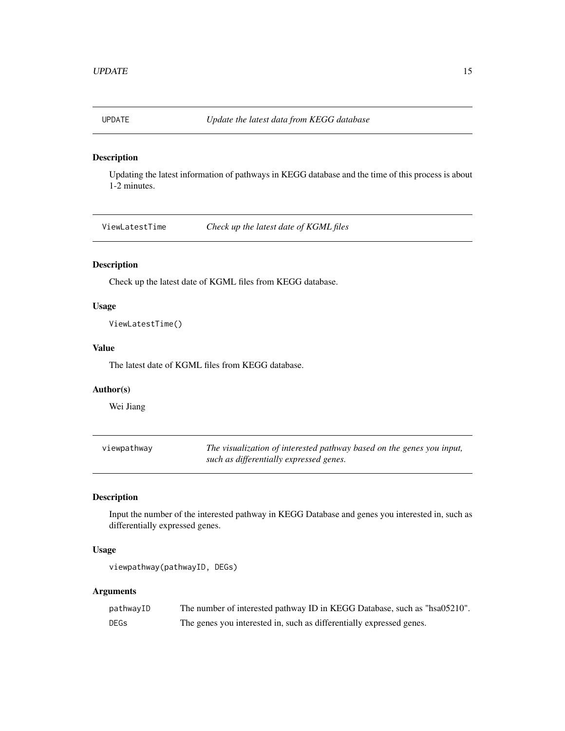## UPDATE — *Update the latest data from KEGG database*

### Description

Updating the latest information of pathways in KEGG database and the time of this process is about 1-2 minutes.

## ViewLatestTime — *Check up the latest date of KGML files*

### Description

Check up the latest date of KGML files from KEGG database.

### Usage

```
ViewLatestTime()
```

### Value

The latest date of KGML files from KEGG database.

### Author(s)

Wei Jiang

## viewpathway — *The visualization of interested pathway based on the genes you input, such as differentially expressed genes.*

### Description

Input the number of the interested pathway in KEGG Database and genes you interested in, such as differentially expressed genes.

### Usage

```
viewpathway(pathwayID, DEGs)
```

### Arguments

| | |
|---|---|
| pathwayID | The number of interested pathway ID in KEGG Database, such as "hsa05210". |
| DEGs | The genes you interested in, such as differentially expressed genes. |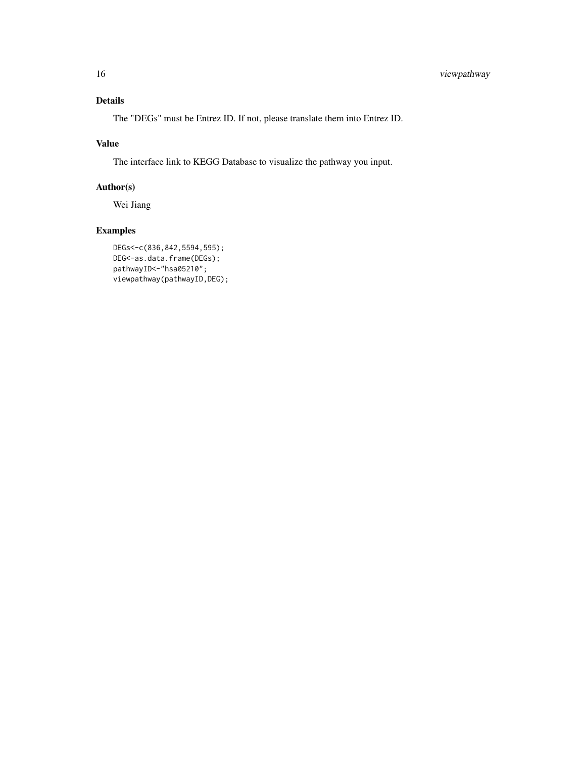## Details

The "DEGs" must be Entrez ID. If not, please translate them into Entrez ID.

## Value

The interface link to KEGG Database to visualize the pathway you input.

## Author(s)

Wei Jiang

## Examples

```
DEGs<-c(836,842,5594,595);
DEG<-as.data.frame(DEGs);
pathwayID<-"hsa05210";
viewpathway(pathwayID,DEG);
```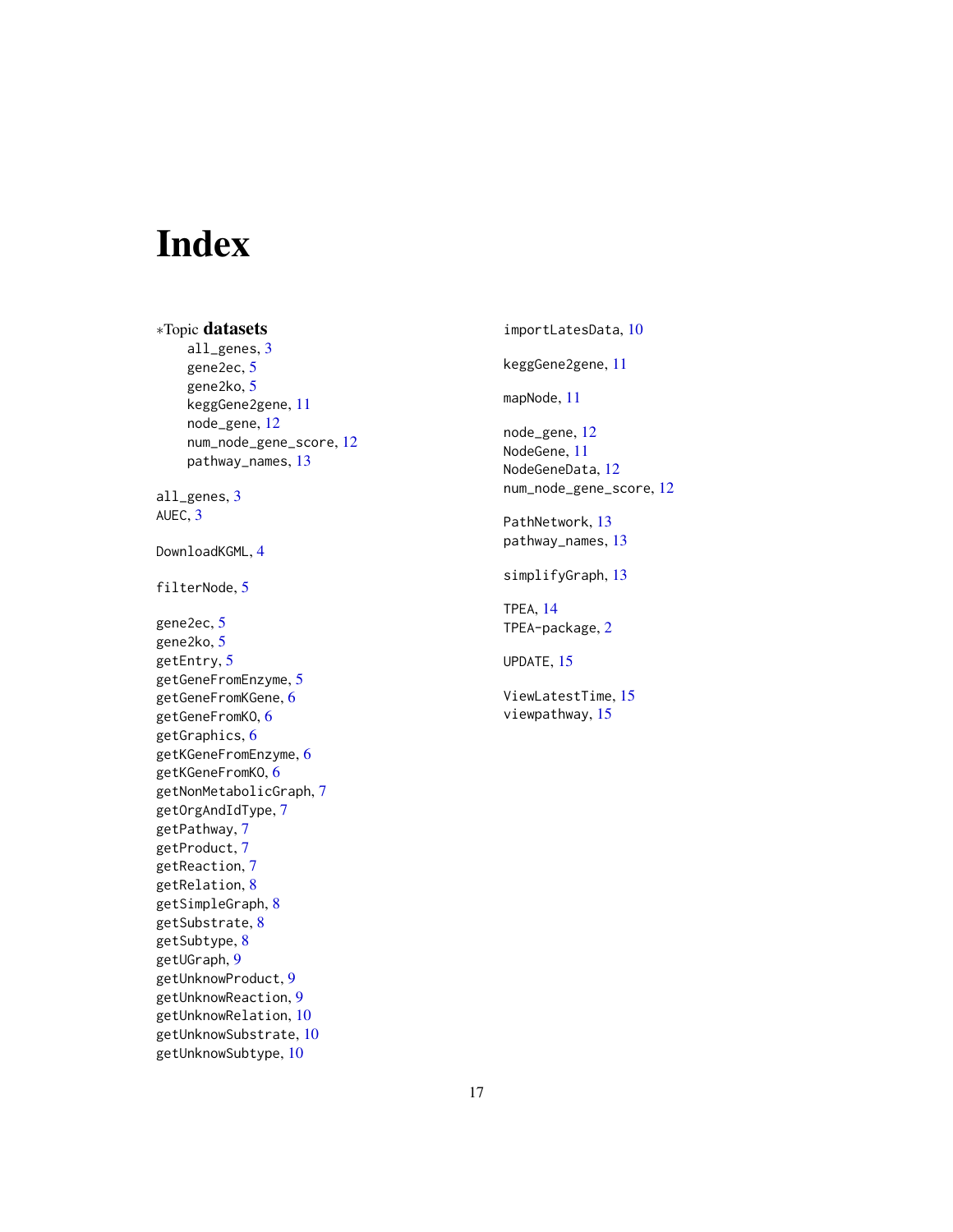# Index

∗Topic **datasets**

all_genes, 3
gene2ec, 5
gene2ko, 5
keggGene2gene, 11
node_gene, 12
num_node_gene_score, 12
pathway_names, 13

all_genes, 3
AUEC, 3

DownloadKGML, 4

filterNode, 5

gene2ec, 5
gene2ko, 5
getEntry, 5
getGeneFromEnzyme, 5
getGeneFromKGene, 6
getGeneFromKO, 6
getGraphics, 6
getKGeneFromEnzyme, 6
getKGeneFromKO, 6
getNonMetabolicGraph, 7
getOrgAndIdType, 7
getPathway, 7
getProduct, 7
getReaction, 7
getRelation, 8
getSimpleGraph, 8
getSubstrate, 8
getSubtype, 8
getUGraph, 9
getUnknowProduct, 9
getUnknowReaction, 9
getUnknowRelation, 10
getUnknowSubstrate, 10
getUnknowSubtype, 10

importLatesData, 10

keggGene2gene, 11

mapNode, 11

node_gene, 12
NodeGene, 11
NodeGeneData, 12
num_node_gene_score, 12

PathNetwork, 13
pathway_names, 13

simplifyGraph, 13

TPEA, 14
TPEA-package, 2

UPDATE, 15

ViewLatestTime, 15
viewpathway, 15